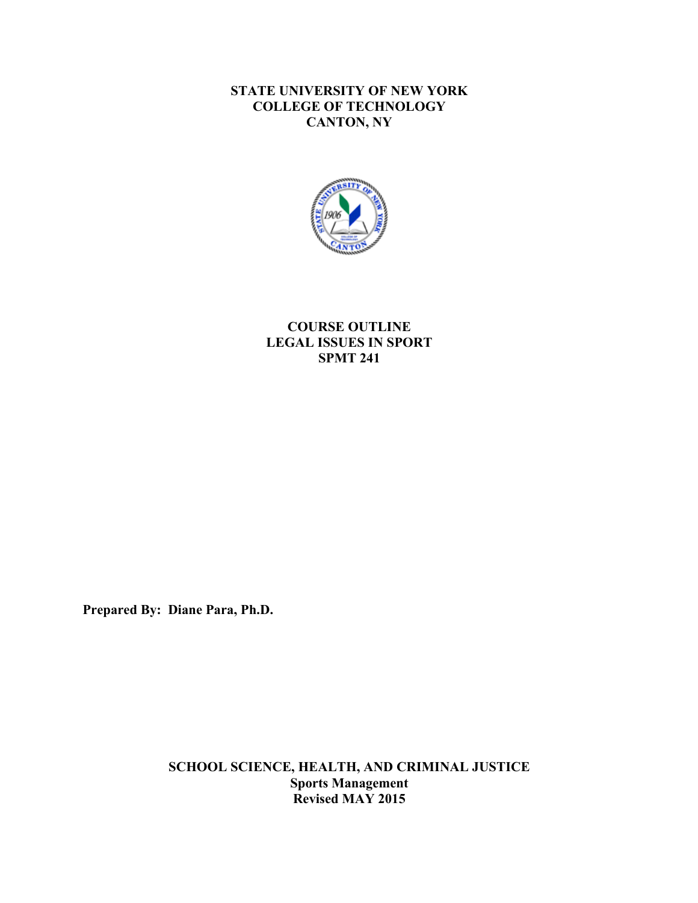**STATE UNIVERSITY OF NEW YORK**
**COLLEGE OF TECHNOLOGY**
**CANTON, NY**

**COURSE OUTLINE**
**LEGAL ISSUES IN SPORT**
**SPMT 241**

**Prepared By: Diane Para, Ph.D.**

**SCHOOL SCIENCE, HEALTH, AND CRIMINAL JUSTICE**
**Sports Management**
**Revised MAY 2015**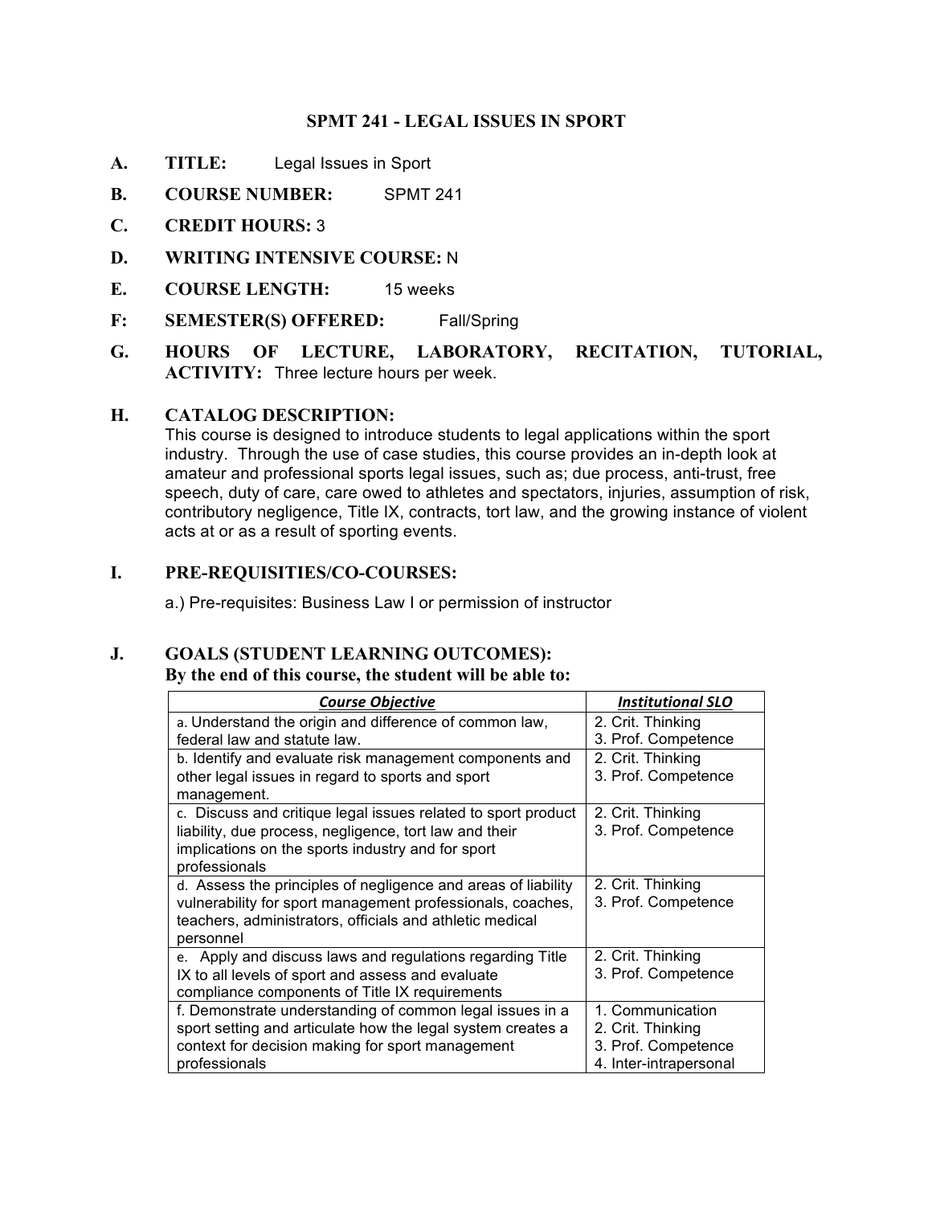# SPMT 241 - LEGAL ISSUES IN SPORT

**A. TITLE:** Legal Issues in Sport

**B. COURSE NUMBER:** SPMT 241

**C. CREDIT HOURS:** 3

**D. WRITING INTENSIVE COURSE:** N

**E. COURSE LENGTH:** 15 weeks

**F: SEMESTER(S) OFFERED:** Fall/Spring

**G. HOURS OF LECTURE, LABORATORY, RECITATION, TUTORIAL, ACTIVITY:** Three lecture hours per week.

**H. CATALOG DESCRIPTION:**

This course is designed to introduce students to legal applications within the sport industry. Through the use of case studies, this course provides an in-depth look at amateur and professional sports legal issues, such as; due process, anti-trust, free speech, duty of care, care owed to athletes and spectators, injuries, assumption of risk, contributory negligence, Title IX, contracts, tort law, and the growing instance of violent acts at or as a result of sporting events.

**I. PRE-REQUISITIES/CO-COURSES:**

a.) Pre-requisites: Business Law I or permission of instructor

**J. GOALS (STUDENT LEARNING OUTCOMES):**
**By the end of this course, the student will be able to:**

| ***Course Objective*** | ***Institutional SLO*** |
|---|---|
| a. Understand the origin and difference of common law, federal law and statute law. | 2. Crit. Thinking<br>3. Prof. Competence |
| b. Identify and evaluate risk management components and other legal issues in regard to sports and sport management. | 2. Crit. Thinking<br>3. Prof. Competence |
| c. Discuss and critique legal issues related to sport product liability, due process, negligence, tort law and their implications on the sports industry and for sport professionals | 2. Crit. Thinking<br>3. Prof. Competence |
| d. Assess the principles of negligence and areas of liability vulnerability for sport management professionals, coaches, teachers, administrators, officials and athletic medical personnel | 2. Crit. Thinking<br>3. Prof. Competence |
| e. Apply and discuss laws and regulations regarding Title IX to all levels of sport and assess and evaluate compliance components of Title IX requirements | 2. Crit. Thinking<br>3. Prof. Competence |
| f. Demonstrate understanding of common legal issues in a sport setting and articulate how the legal system creates a context for decision making for sport management professionals | 1. Communication<br>2. Crit. Thinking<br>3. Prof. Competence<br>4. Inter-intrapersonal |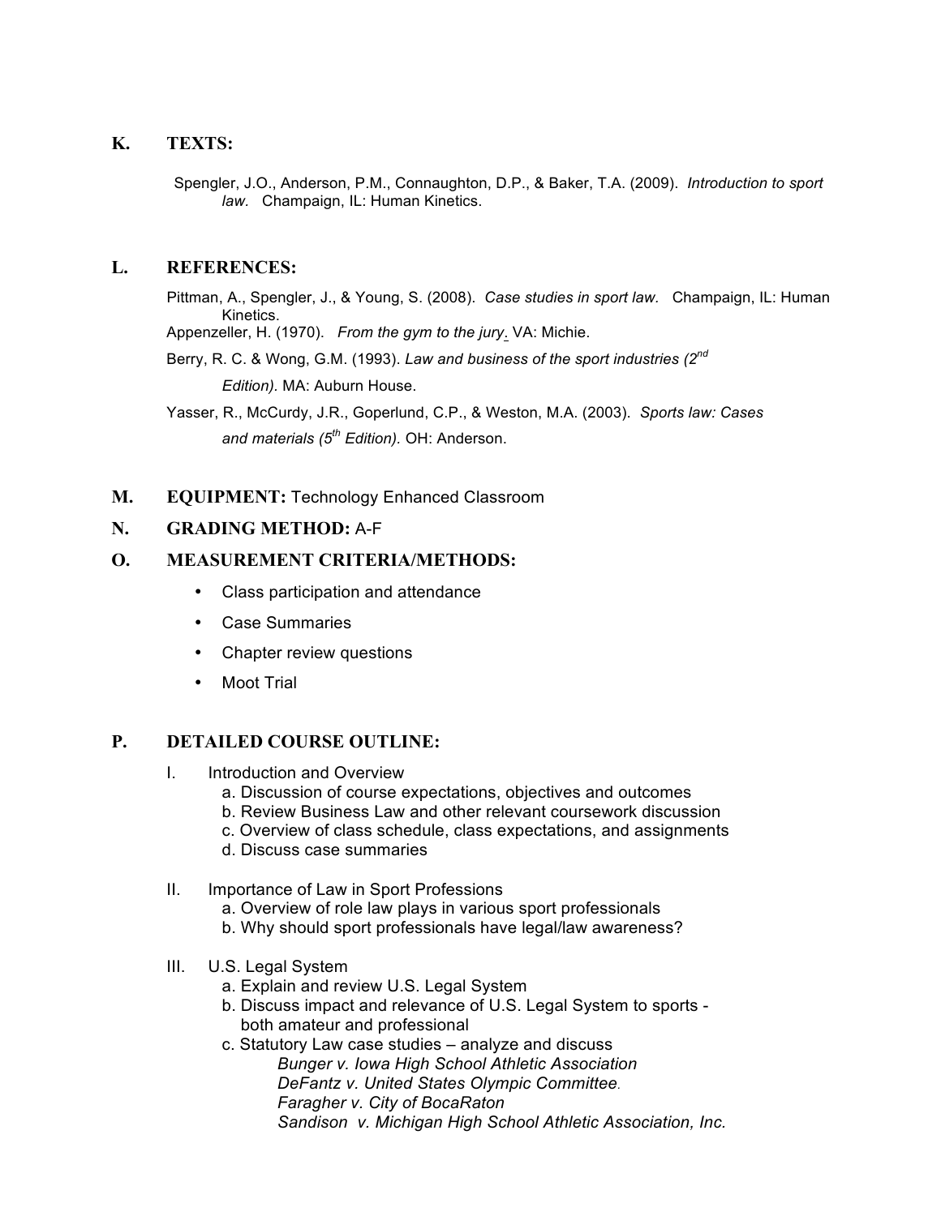## K. TEXTS:

Spengler, J.O., Anderson, P.M., Connaughton, D.P., & Baker, T.A. (2009). *Introduction to sport law.* Champaign, IL: Human Kinetics.

## L. REFERENCES:

Pittman, A., Spengler, J., & Young, S. (2008). *Case studies in sport law.* Champaign, IL: Human Kinetics.

Appenzeller, H. (1970). *From the gym to the jury*. VA: Michie.

Berry, R. C. & Wong, G.M. (1993). *Law and business of the sport industries (2nd Edition).* MA: Auburn House.

Yasser, R., McCurdy, J.R., Goperlund, C.P., & Weston, M.A. (2003). *Sports law: Cases and materials (5th Edition).* OH: Anderson.

## M. EQUIPMENT: Technology Enhanced Classroom

## N. GRADING METHOD: A-F

## O. MEASUREMENT CRITERIA/METHODS:

- Class participation and attendance
- Case Summaries
- Chapter review questions
- Moot Trial

## P. DETAILED COURSE OUTLINE:

I. Introduction and Overview
   - a. Discussion of course expectations, objectives and outcomes
   - b. Review Business Law and other relevant coursework discussion
   - c. Overview of class schedule, class expectations, and assignments
   - d. Discuss case summaries

II. Importance of Law in Sport Professions
   - a. Overview of role law plays in various sport professionals
   - b. Why should sport professionals have legal/law awareness?

III. U.S. Legal System
   - a. Explain and review U.S. Legal System
   - b. Discuss impact and relevance of U.S. Legal System to sports - both amateur and professional
   - c. Statutory Law case studies – analyze and discuss
     - *Bunger v. Iowa High School Athletic Association*
     - *DeFantz v. United States Olympic Committee*.
     - *Faragher v. City of BocaRaton*
     - *Sandison v. Michigan High School Athletic Association, Inc.*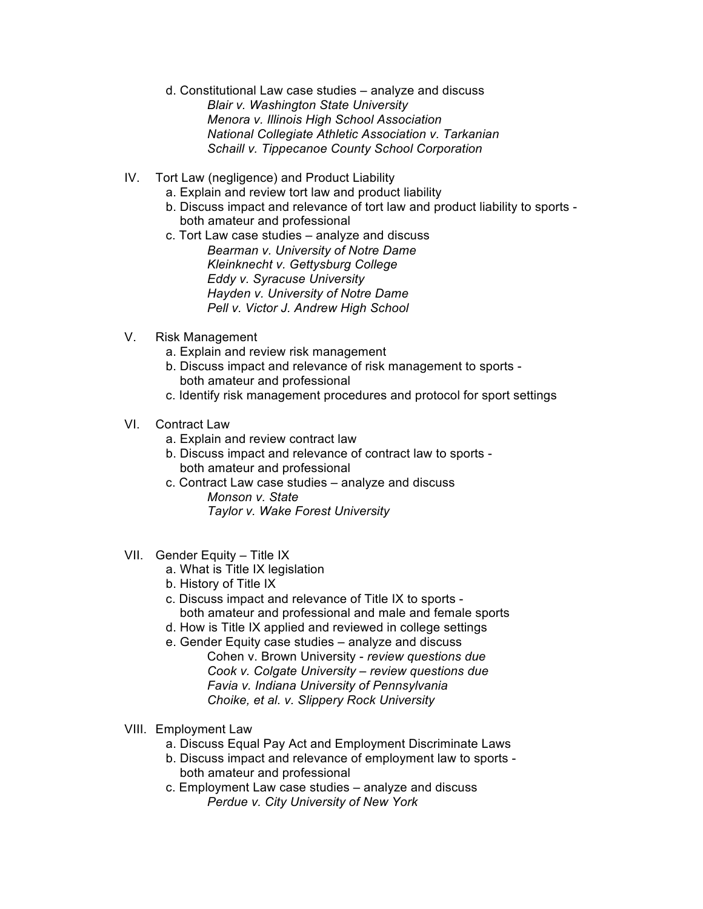d. Constitutional Law case studies – analyze and discuss
    - *Blair v. Washington State University*
    - *Menora v. Illinois High School Association*
    - *National Collegiate Athletic Association v. Tarkanian*
    - *Schaill v. Tippecanoe County School Corporation*

IV. Tort Law (negligence) and Product Liability
  a. Explain and review tort law and product liability
  b. Discuss impact and relevance of tort law and product liability to sports - both amateur and professional
  c. Tort Law case studies – analyze and discuss
    - *Bearman v. University of Notre Dame*
    - *Kleinknecht v. Gettysburg College*
    - *Eddy v. Syracuse University*
    - *Hayden v. University of Notre Dame*
    - *Pell v. Victor J. Andrew High School*

V. Risk Management
  a. Explain and review risk management
  b. Discuss impact and relevance of risk management to sports - both amateur and professional
  c. Identify risk management procedures and protocol for sport settings

VI. Contract Law
  a. Explain and review contract law
  b. Discuss impact and relevance of contract law to sports - both amateur and professional
  c. Contract Law case studies – analyze and discuss
    - *Monson v. State*
    - *Taylor v. Wake Forest University*

VII. Gender Equity – Title IX
  a. What is Title IX legislation
  b. History of Title IX
  c. Discuss impact and relevance of Title IX to sports - both amateur and professional and male and female sports
  d. How is Title IX applied and reviewed in college settings
  e. Gender Equity case studies – analyze and discuss
    - Cohen v. Brown University - *review questions due*
    - *Cook v. Colgate University – review questions due*
    - *Favia v. Indiana University of Pennsylvania*
    - *Choike, et al. v. Slippery Rock University*

VIII. Employment Law
  a. Discuss Equal Pay Act and Employment Discriminate Laws
  b. Discuss impact and relevance of employment law to sports - both amateur and professional
  c. Employment Law case studies – analyze and discuss
    - *Perdue v. City University of New York*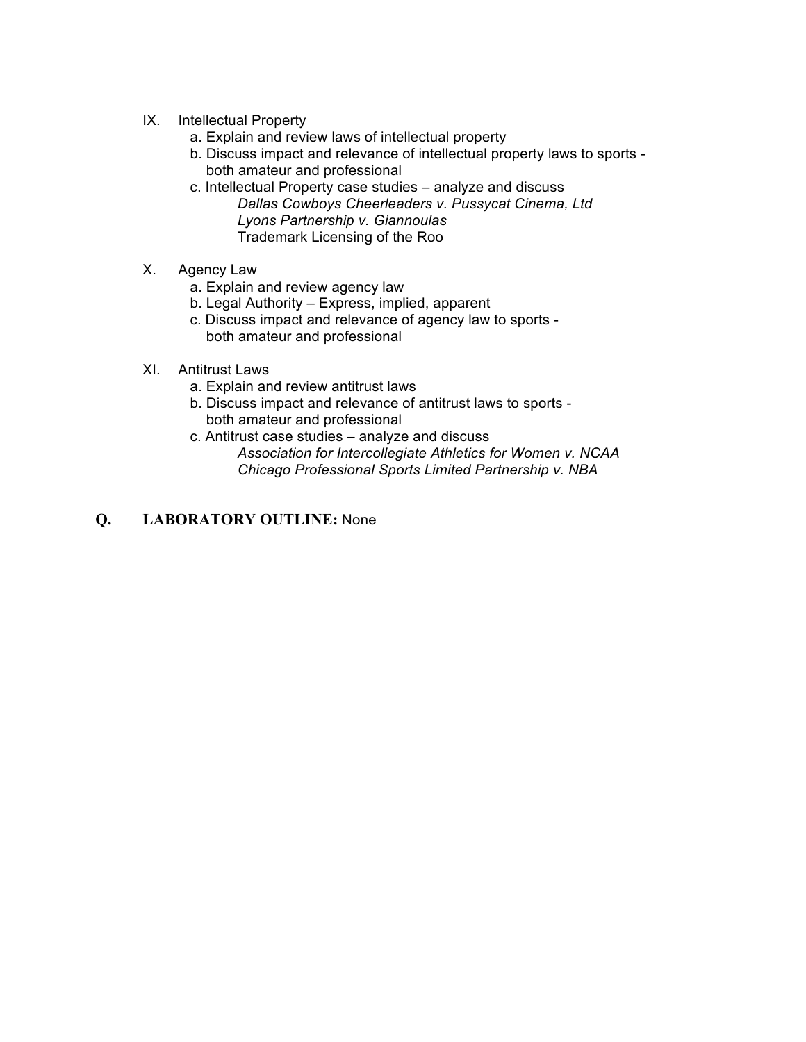IX. Intellectual Property
   a. Explain and review laws of intellectual property
   b. Discuss impact and relevance of intellectual property laws to sports - both amateur and professional
   c. Intellectual Property case studies – analyze and discuss
      *Dallas Cowboys Cheerleaders v. Pussycat Cinema, Ltd*
      *Lyons Partnership v. Giannoulas*
      Trademark Licensing of the Roo

X. Agency Law
   a. Explain and review agency law
   b. Legal Authority – Express, implied, apparent
   c. Discuss impact and relevance of agency law to sports - both amateur and professional

XI. Antitrust Laws
   a. Explain and review antitrust laws
   b. Discuss impact and relevance of antitrust laws to sports - both amateur and professional
   c. Antitrust case studies – analyze and discuss
      *Association for Intercollegiate Athletics for Women v. NCAA*
      *Chicago Professional Sports Limited Partnership v. NBA*

**Q. LABORATORY OUTLINE:** None